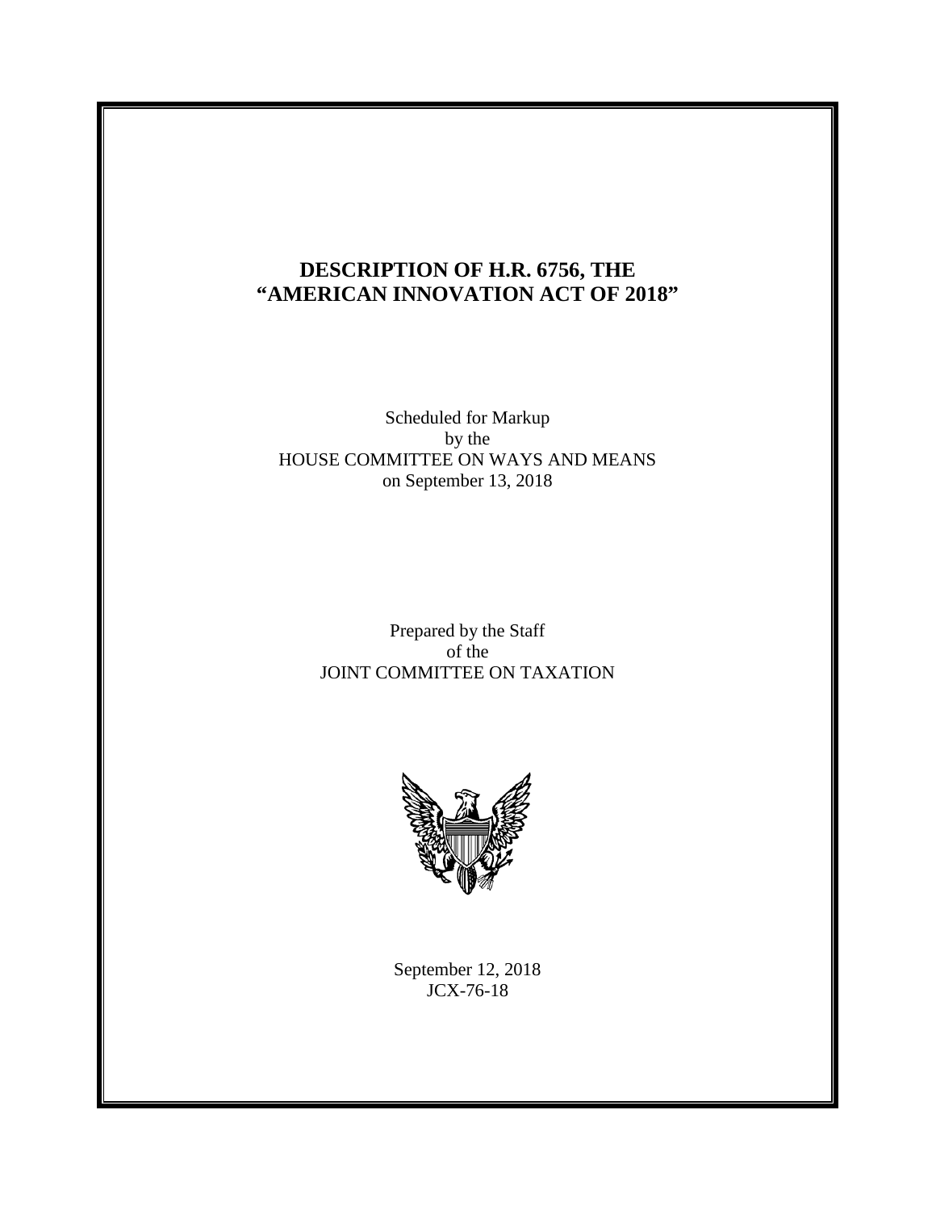# DESCRIPTION OF H.R. 6756, THE "AMERICAN INNOVATION ACT OF 2018"

Scheduled for Markup
by the
HOUSE COMMITTEE ON WAYS AND MEANS
on September 13, 2018

Prepared by the Staff
of the
JOINT COMMITTEE ON TAXATION

September 12, 2018
JCX-76-18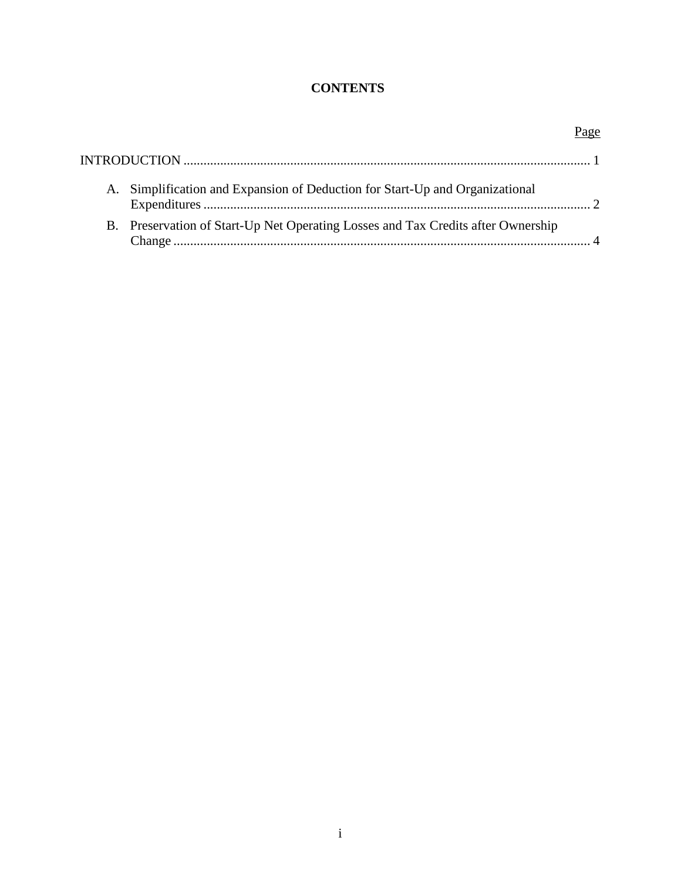# CONTENTS

Page

INTRODUCTION ........................................................................................................................ 1

A. Simplification and Expansion of Deduction for Start-Up and Organizational Expenditures .................................................................................................................. 2

B. Preservation of Start-Up Net Operating Losses and Tax Credits after Ownership Change ........................................................................................................................... 4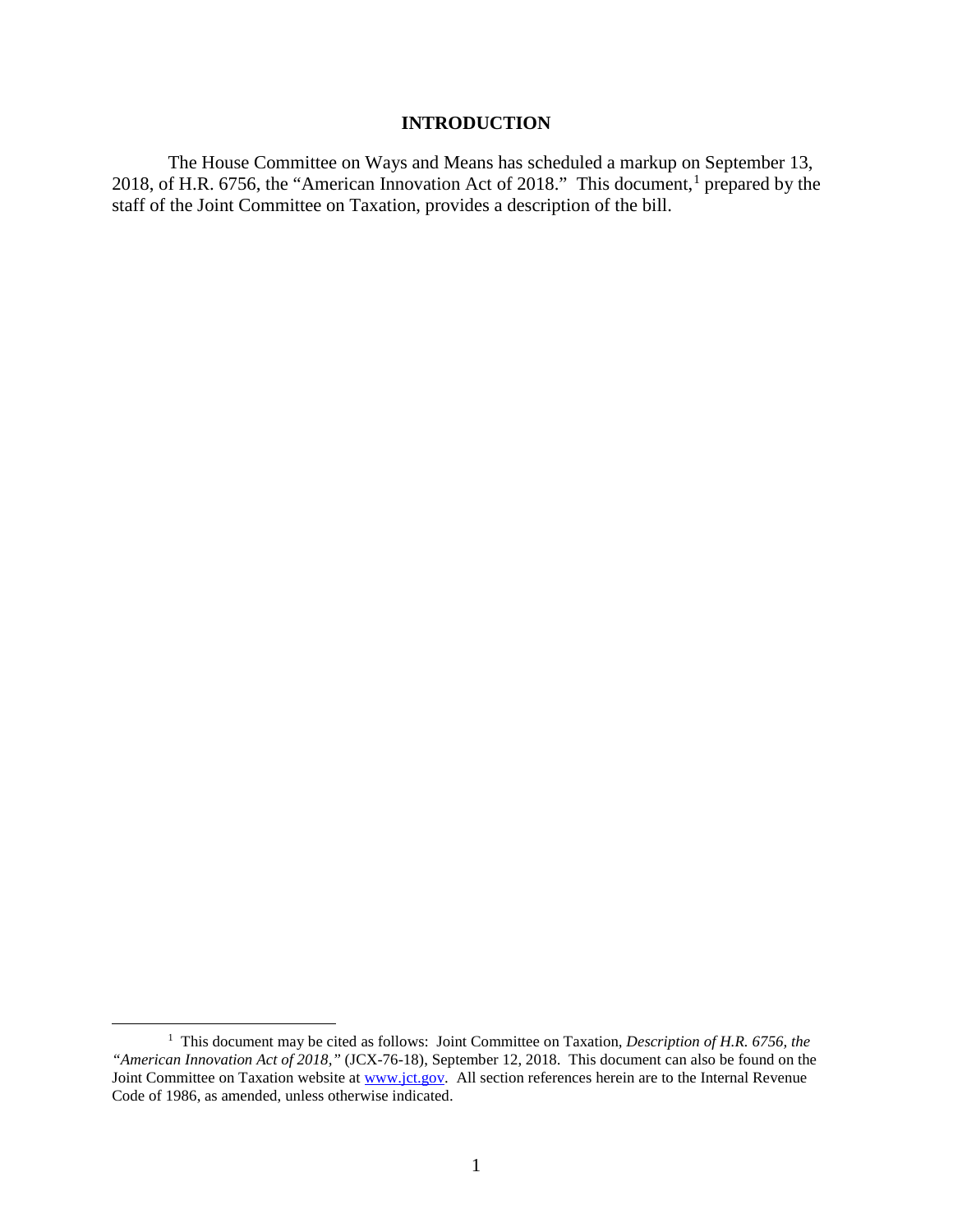# INTRODUCTION

The House Committee on Ways and Means has scheduled a markup on September 13, 2018, of H.R. 6756, the "American Innovation Act of 2018." This document,[1] prepared by the staff of the Joint Committee on Taxation, provides a description of the bill.

[1] This document may be cited as follows: Joint Committee on Taxation, *Description of H.R. 6756, the "American Innovation Act of 2018,"* (JCX-76-18), September 12, 2018. This document can also be found on the Joint Committee on Taxation website at www.jct.gov. All section references herein are to the Internal Revenue Code of 1986, as amended, unless otherwise indicated.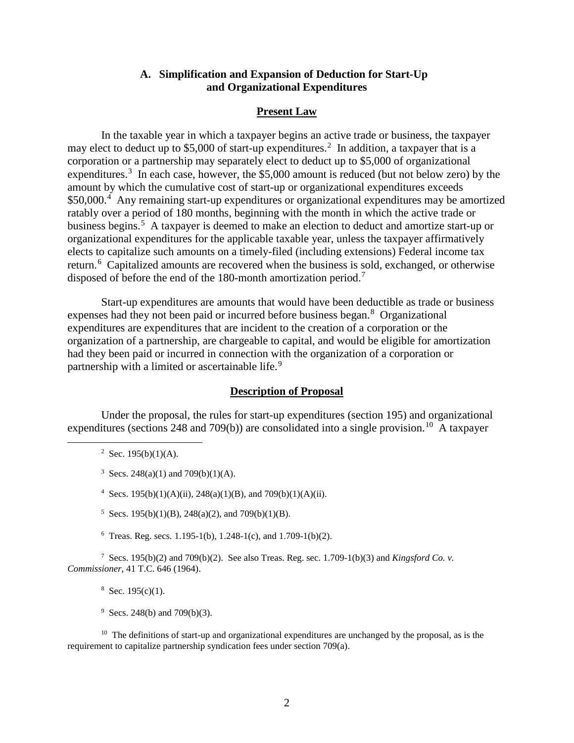## A. Simplification and Expansion of Deduction for Start-Up and Organizational Expenditures

### Present Law

In the taxable year in which a taxpayer begins an active trade or business, the taxpayer may elect to deduct up to $5,000 of start-up expenditures.[2] In addition, a taxpayer that is a corporation or a partnership may separately elect to deduct up to $5,000 of organizational expenditures.[3] In each case, however, the $5,000 amount is reduced (but not below zero) by the amount by which the cumulative cost of start-up or organizational expenditures exceeds $50,000.[4] Any remaining start-up expenditures or organizational expenditures may be amortized ratably over a period of 180 months, beginning with the month in which the active trade or business begins.[5] A taxpayer is deemed to make an election to deduct and amortize start-up or organizational expenditures for the applicable taxable year, unless the taxpayer affirmatively elects to capitalize such amounts on a timely-filed (including extensions) Federal income tax return.[6] Capitalized amounts are recovered when the business is sold, exchanged, or otherwise disposed of before the end of the 180-month amortization period.[7]

Start-up expenditures are amounts that would have been deductible as trade or business expenses had they not been paid or incurred before business began.[8] Organizational expenditures are expenditures that are incident to the creation of a corporation or the organization of a partnership, are chargeable to capital, and would be eligible for amortization had they been paid or incurred in connection with the organization of a corporation or partnership with a limited or ascertainable life.[9]

### Description of Proposal

Under the proposal, the rules for start-up expenditures (section 195) and organizational expenditures (sections 248 and 709(b)) are consolidated into a single provision.[10] A taxpayer

---

[2] Sec. 195(b)(1)(A).

[3] Secs. 248(a)(1) and 709(b)(1)(A).

[4] Secs. 195(b)(1)(A)(ii), 248(a)(1)(B), and 709(b)(1)(A)(ii).

[5] Secs. 195(b)(1)(B), 248(a)(2), and 709(b)(1)(B).

[6] Treas. Reg. secs. 1.195-1(b), 1.248-1(c), and 1.709-1(b)(2).

[7] Secs. 195(b)(2) and 709(b)(2). See also Treas. Reg. sec. 1.709-1(b)(3) and *Kingsford Co. v. Commissioner*, 41 T.C. 646 (1964).

[8] Sec. 195(c)(1).

[9] Secs. 248(b) and 709(b)(3).

[10] The definitions of start-up and organizational expenditures are unchanged by the proposal, as is the requirement to capitalize partnership syndication fees under section 709(a).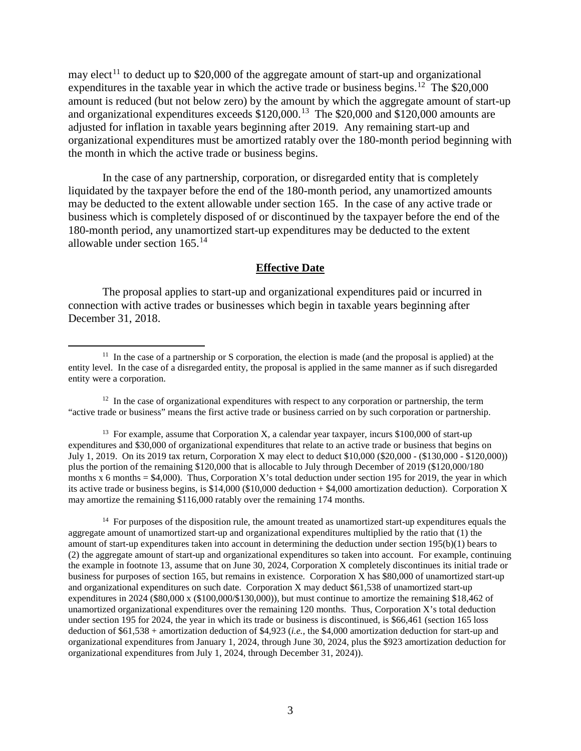may elect[11] to deduct up to $20,000 of the aggregate amount of start-up and organizational expenditures in the taxable year in which the active trade or business begins.[12] The $20,000 amount is reduced (but not below zero) by the amount by which the aggregate amount of start-up and organizational expenditures exceeds $120,000.[13] The $20,000 and $120,000 amounts are adjusted for inflation in taxable years beginning after 2019. Any remaining start-up and organizational expenditures must be amortized ratably over the 180-month period beginning with the month in which the active trade or business begins.

In the case of any partnership, corporation, or disregarded entity that is completely liquidated by the taxpayer before the end of the 180-month period, any unamortized amounts may be deducted to the extent allowable under section 165. In the case of any active trade or business which is completely disposed of or discontinued by the taxpayer before the end of the 180-month period, any unamortized start-up expenditures may be deducted to the extent allowable under section 165.[14]

## Effective Date

The proposal applies to start-up and organizational expenditures paid or incurred in connection with active trades or businesses which begin in taxable years beginning after December 31, 2018.

---

[11] In the case of a partnership or S corporation, the election is made (and the proposal is applied) at the entity level. In the case of a disregarded entity, the proposal is applied in the same manner as if such disregarded entity were a corporation.

[12] In the case of organizational expenditures with respect to any corporation or partnership, the term "active trade or business" means the first active trade or business carried on by such corporation or partnership.

[13] For example, assume that Corporation X, a calendar year taxpayer, incurs $100,000 of start-up expenditures and $30,000 of organizational expenditures that relate to an active trade or business that begins on July 1, 2019. On its 2019 tax return, Corporation X may elect to deduct $10,000 ($20,000 - ($130,000 - $120,000)) plus the portion of the remaining $120,000 that is allocable to July through December of 2019 ($120,000/180 months x 6 months = $4,000). Thus, Corporation X's total deduction under section 195 for 2019, the year in which its active trade or business begins, is $14,000 ($10,000 deduction + $4,000 amortization deduction). Corporation X may amortize the remaining $116,000 ratably over the remaining 174 months.

[14] For purposes of the disposition rule, the amount treated as unamortized start-up expenditures equals the aggregate amount of unamortized start-up and organizational expenditures multiplied by the ratio that (1) the amount of start-up expenditures taken into account in determining the deduction under section 195(b)(1) bears to (2) the aggregate amount of start-up and organizational expenditures so taken into account. For example, continuing the example in footnote 13, assume that on June 30, 2024, Corporation X completely discontinues its initial trade or business for purposes of section 165, but remains in existence. Corporation X has $80,000 of unamortized start-up and organizational expenditures on such date. Corporation X may deduct $61,538 of unamortized start-up expenditures in 2024 ($80,000 x ($100,000/$130,000)), but must continue to amortize the remaining $18,462 of unamortized organizational expenditures over the remaining 120 months. Thus, Corporation X's total deduction under section 195 for 2024, the year in which its trade or business is discontinued, is $66,461 (section 165 loss deduction of $61,538 + amortization deduction of $4,923 (*i.e.*, the $4,000 amortization deduction for start-up and organizational expenditures from January 1, 2024, through June 30, 2024, plus the $923 amortization deduction for organizational expenditures from July 1, 2024, through December 31, 2024)).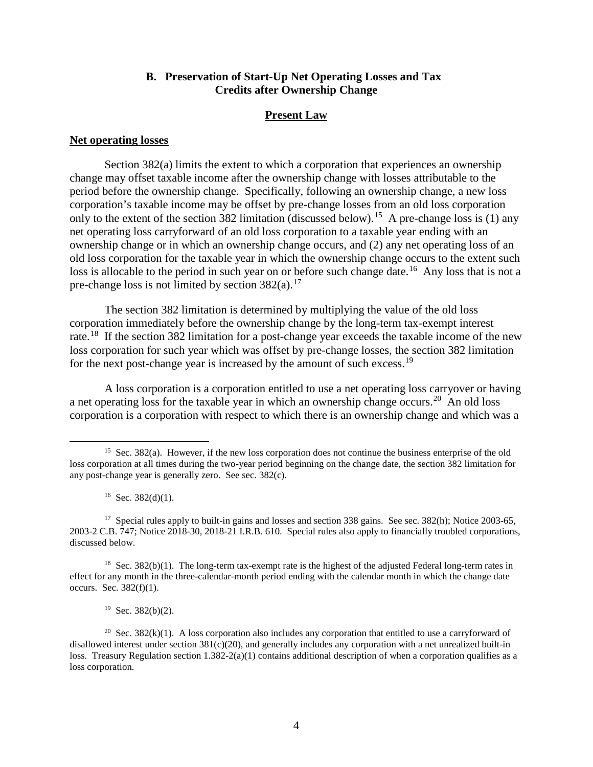## B. Preservation of Start-Up Net Operating Losses and Tax Credits after Ownership Change

### Present Law

#### Net operating losses

Section 382(a) limits the extent to which a corporation that experiences an ownership change may offset taxable income after the ownership change with losses attributable to the period before the ownership change. Specifically, following an ownership change, a new loss corporation's taxable income may be offset by pre-change losses from an old loss corporation only to the extent of the section 382 limitation (discussed below).[15] A pre-change loss is (1) any net operating loss carryforward of an old loss corporation to a taxable year ending with an ownership change or in which an ownership change occurs, and (2) any net operating loss of an old loss corporation for the taxable year in which the ownership change occurs to the extent such loss is allocable to the period in such year on or before such change date.[16] Any loss that is not a pre-change loss is not limited by section 382(a).[17]

The section 382 limitation is determined by multiplying the value of the old loss corporation immediately before the ownership change by the long-term tax-exempt interest rate.[18] If the section 382 limitation for a post-change year exceeds the taxable income of the new loss corporation for such year which was offset by pre-change losses, the section 382 limitation for the next post-change year is increased by the amount of such excess.[19]

A loss corporation is a corporation entitled to use a net operating loss carryover or having a net operating loss for the taxable year in which an ownership change occurs.[20] An old loss corporation is a corporation with respect to which there is an ownership change and which was a

---

[15] Sec. 382(a). However, if the new loss corporation does not continue the business enterprise of the old loss corporation at all times during the two-year period beginning on the change date, the section 382 limitation for any post-change year is generally zero. See sec. 382(c).

[16] Sec. 382(d)(1).

[17] Special rules apply to built-in gains and losses and section 338 gains. See sec. 382(h); Notice 2003-65, 2003-2 C.B. 747; Notice 2018-30, 2018-21 I.R.B. 610. Special rules also apply to financially troubled corporations, discussed below.

[18] Sec. 382(b)(1). The long-term tax-exempt rate is the highest of the adjusted Federal long-term rates in effect for any month in the three-calendar-month period ending with the calendar month in which the change date occurs. Sec. 382(f)(1).

[19] Sec. 382(b)(2).

[20] Sec. 382(k)(1). A loss corporation also includes any corporation that entitled to use a carryforward of disallowed interest under section 381(c)(20), and generally includes any corporation with a net unrealized built-in loss. Treasury Regulation section 1.382-2(a)(1) contains additional description of when a corporation qualifies as a loss corporation.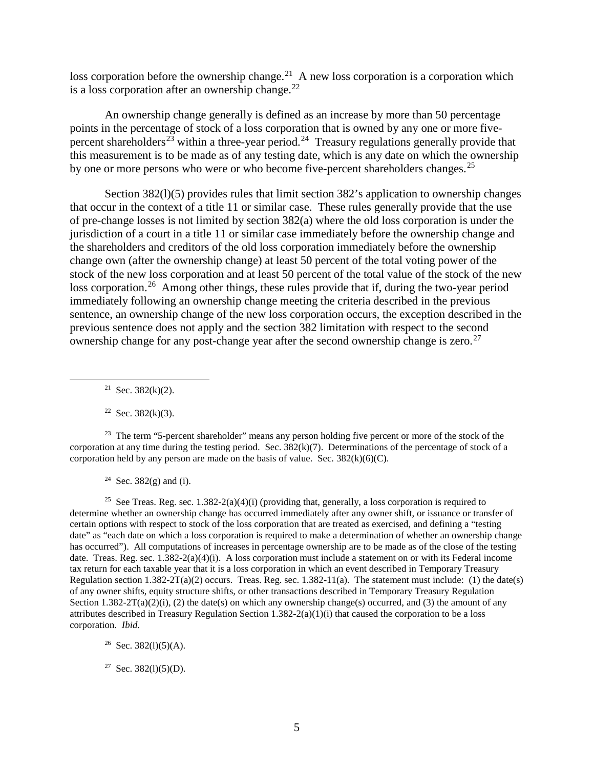loss corporation before the ownership change.[21] A new loss corporation is a corporation which is a loss corporation after an ownership change.[22]

An ownership change generally is defined as an increase by more than 50 percentage points in the percentage of stock of a loss corporation that is owned by any one or more five-percent shareholders[23] within a three-year period.[24] Treasury regulations generally provide that this measurement is to be made as of any testing date, which is any date on which the ownership by one or more persons who were or who become five-percent shareholders changes.[25]

Section 382(l)(5) provides rules that limit section 382's application to ownership changes that occur in the context of a title 11 or similar case. These rules generally provide that the use of pre-change losses is not limited by section 382(a) where the old loss corporation is under the jurisdiction of a court in a title 11 or similar case immediately before the ownership change and the shareholders and creditors of the old loss corporation immediately before the ownership change own (after the ownership change) at least 50 percent of the total voting power of the stock of the new loss corporation and at least 50 percent of the total value of the stock of the new loss corporation.[26] Among other things, these rules provide that if, during the two-year period immediately following an ownership change meeting the criteria described in the previous sentence, an ownership change of the new loss corporation occurs, the exception described in the previous sentence does not apply and the section 382 limitation with respect to the second ownership change for any post-change year after the second ownership change is zero.[27]

---

[21] Sec. 382(k)(2).

[22] Sec. 382(k)(3).

[23] The term "5-percent shareholder" means any person holding five percent or more of the stock of the corporation at any time during the testing period. Sec. 382(k)(7). Determinations of the percentage of stock of a corporation held by any person are made on the basis of value. Sec. 382(k)(6)(C).

[24] Sec. 382(g) and (i).

[25] See Treas. Reg. sec. 1.382-2(a)(4)(i) (providing that, generally, a loss corporation is required to determine whether an ownership change has occurred immediately after any owner shift, or issuance or transfer of certain options with respect to stock of the loss corporation that are treated as exercised, and defining a "testing date" as "each date on which a loss corporation is required to make a determination of whether an ownership change has occurred"). All computations of increases in percentage ownership are to be made as of the close of the testing date. Treas. Reg. sec. 1.382-2(a)(4)(i). A loss corporation must include a statement on or with its Federal income tax return for each taxable year that it is a loss corporation in which an event described in Temporary Treasury Regulation section 1.382-2T(a)(2) occurs. Treas. Reg. sec. 1.382-11(a). The statement must include: (1) the date(s) of any owner shifts, equity structure shifts, or other transactions described in Temporary Treasury Regulation Section 1.382-2T(a)(2)(i), (2) the date(s) on which any ownership change(s) occurred, and (3) the amount of any attributes described in Treasury Regulation Section 1.382-2(a)(1)(i) that caused the corporation to be a loss corporation. *Ibid.*

[26] Sec. 382(l)(5)(A).

[27] Sec. 382(l)(5)(D).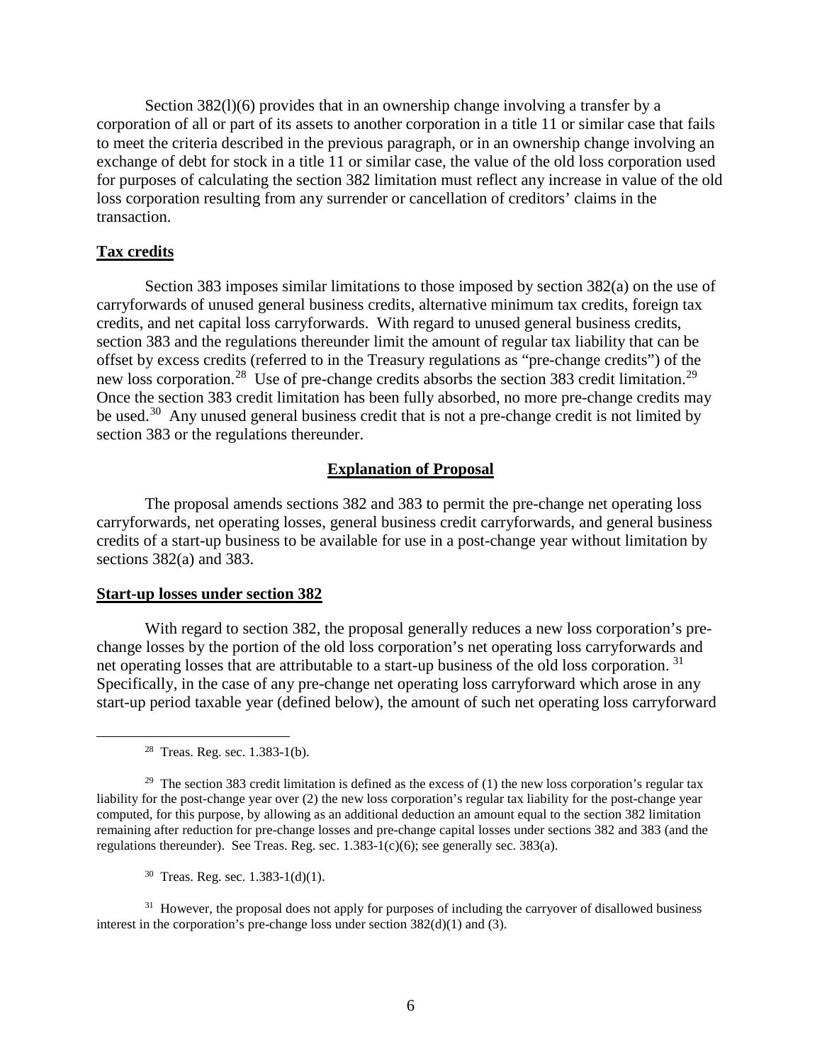Section 382(l)(6) provides that in an ownership change involving a transfer by a corporation of all or part of its assets to another corporation in a title 11 or similar case that fails to meet the criteria described in the previous paragraph, or in an ownership change involving an exchange of debt for stock in a title 11 or similar case, the value of the old loss corporation used for purposes of calculating the section 382 limitation must reflect any increase in value of the old loss corporation resulting from any surrender or cancellation of creditors' claims in the transaction.

**Tax credits**

Section 383 imposes similar limitations to those imposed by section 382(a) on the use of carryforwards of unused general business credits, alternative minimum tax credits, foreign tax credits, and net capital loss carryforwards. With regard to unused general business credits, section 383 and the regulations thereunder limit the amount of regular tax liability that can be offset by excess credits (referred to in the Treasury regulations as "pre-change credits") of the new loss corporation.[28] Use of pre-change credits absorbs the section 383 credit limitation.[29] Once the section 383 credit limitation has been fully absorbed, no more pre-change credits may be used.[30] Any unused general business credit that is not a pre-change credit is not limited by section 383 or the regulations thereunder.

## Explanation of Proposal

The proposal amends sections 382 and 383 to permit the pre-change net operating loss carryforwards, net operating losses, general business credit carryforwards, and general business credits of a start-up business to be available for use in a post-change year without limitation by sections 382(a) and 383.

**Start-up losses under section 382**

With regard to section 382, the proposal generally reduces a new loss corporation's pre-change losses by the portion of the old loss corporation's net operating loss carryforwards and net operating losses that are attributable to a start-up business of the old loss corporation.[31] Specifically, in the case of any pre-change net operating loss carryforward which arose in any start-up period taxable year (defined below), the amount of such net operating loss carryforward

[28] Treas. Reg. sec. 1.383-1(b).

[29] The section 383 credit limitation is defined as the excess of (1) the new loss corporation's regular tax liability for the post-change year over (2) the new loss corporation's regular tax liability for the post-change year computed, for this purpose, by allowing as an additional deduction an amount equal to the section 382 limitation remaining after reduction for pre-change losses and pre-change capital losses under sections 382 and 383 (and the regulations thereunder). See Treas. Reg. sec. 1.383-1(c)(6); see generally sec. 383(a).

[30] Treas. Reg. sec. 1.383-1(d)(1).

[31] However, the proposal does not apply for purposes of including the carryover of disallowed business interest in the corporation's pre-change loss under section 382(d)(1) and (3).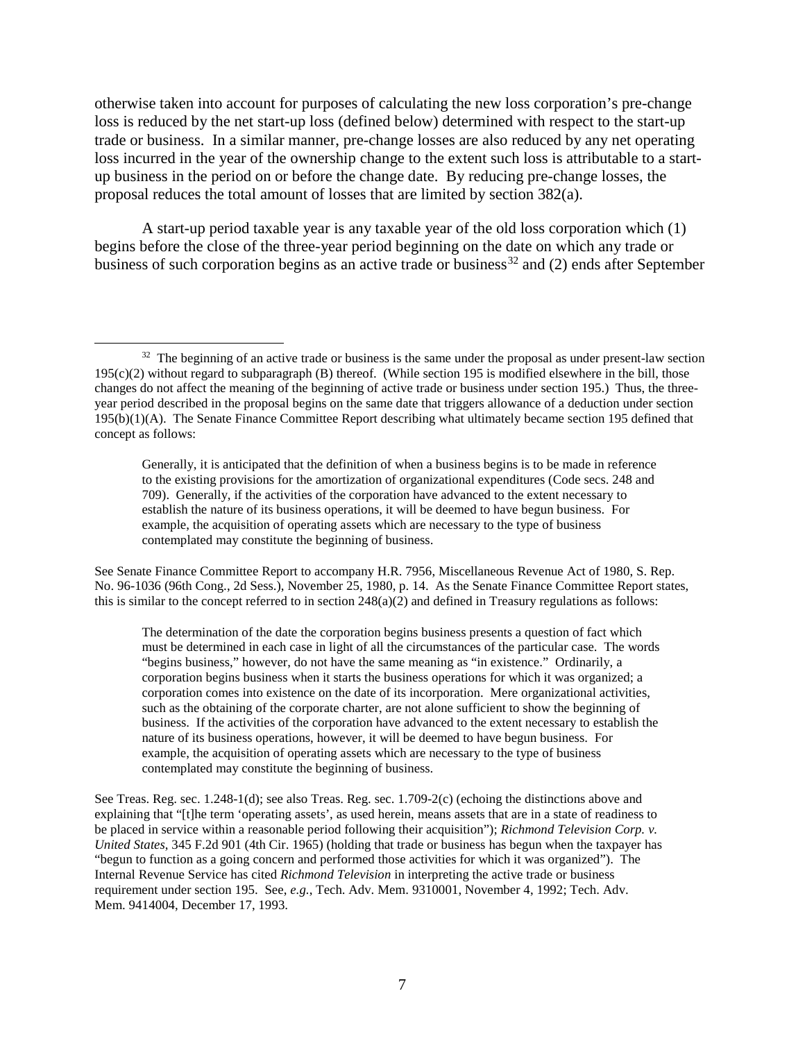otherwise taken into account for purposes of calculating the new loss corporation's pre-change loss is reduced by the net start-up loss (defined below) determined with respect to the start-up trade or business. In a similar manner, pre-change losses are also reduced by any net operating loss incurred in the year of the ownership change to the extent such loss is attributable to a start-up business in the period on or before the change date. By reducing pre-change losses, the proposal reduces the total amount of losses that are limited by section 382(a).

A start-up period taxable year is any taxable year of the old loss corporation which (1) begins before the close of the three-year period beginning on the date on which any trade or business of such corporation begins as an active trade or business[32] and (2) ends after September

---

[32] The beginning of an active trade or business is the same under the proposal as under present-law section 195(c)(2) without regard to subparagraph (B) thereof. (While section 195 is modified elsewhere in the bill, those changes do not affect the meaning of the beginning of active trade or business under section 195.) Thus, the three-year period described in the proposal begins on the same date that triggers allowance of a deduction under section 195(b)(1)(A). The Senate Finance Committee Report describing what ultimately became section 195 defined that concept as follows:

> Generally, it is anticipated that the definition of when a business begins is to be made in reference to the existing provisions for the amortization of organizational expenditures (Code secs. 248 and 709). Generally, if the activities of the corporation have advanced to the extent necessary to establish the nature of its business operations, it will be deemed to have begun business. For example, the acquisition of operating assets which are necessary to the type of business contemplated may constitute the beginning of business.

See Senate Finance Committee Report to accompany H.R. 7956, Miscellaneous Revenue Act of 1980, S. Rep. No. 96-1036 (96th Cong., 2d Sess.), November 25, 1980, p. 14. As the Senate Finance Committee Report states, this is similar to the concept referred to in section 248(a)(2) and defined in Treasury regulations as follows:

> The determination of the date the corporation begins business presents a question of fact which must be determined in each case in light of all the circumstances of the particular case. The words "begins business," however, do not have the same meaning as "in existence." Ordinarily, a corporation begins business when it starts the business operations for which it was organized; a corporation comes into existence on the date of its incorporation. Mere organizational activities, such as the obtaining of the corporate charter, are not alone sufficient to show the beginning of business. If the activities of the corporation have advanced to the extent necessary to establish the nature of its business operations, however, it will be deemed to have begun business. For example, the acquisition of operating assets which are necessary to the type of business contemplated may constitute the beginning of business.

See Treas. Reg. sec. 1.248-1(d); see also Treas. Reg. sec. 1.709-2(c) (echoing the distinctions above and explaining that "[t]he term 'operating assets', as used herein, means assets that are in a state of readiness to be placed in service within a reasonable period following their acquisition"); *Richmond Television Corp. v. United States*, 345 F.2d 901 (4th Cir. 1965) (holding that trade or business has begun when the taxpayer has "begun to function as a going concern and performed those activities for which it was organized"). The Internal Revenue Service has cited *Richmond Television* in interpreting the active trade or business requirement under section 195. See, *e.g.*, Tech. Adv. Mem. 9310001, November 4, 1992; Tech. Adv. Mem. 9414004, December 17, 1993.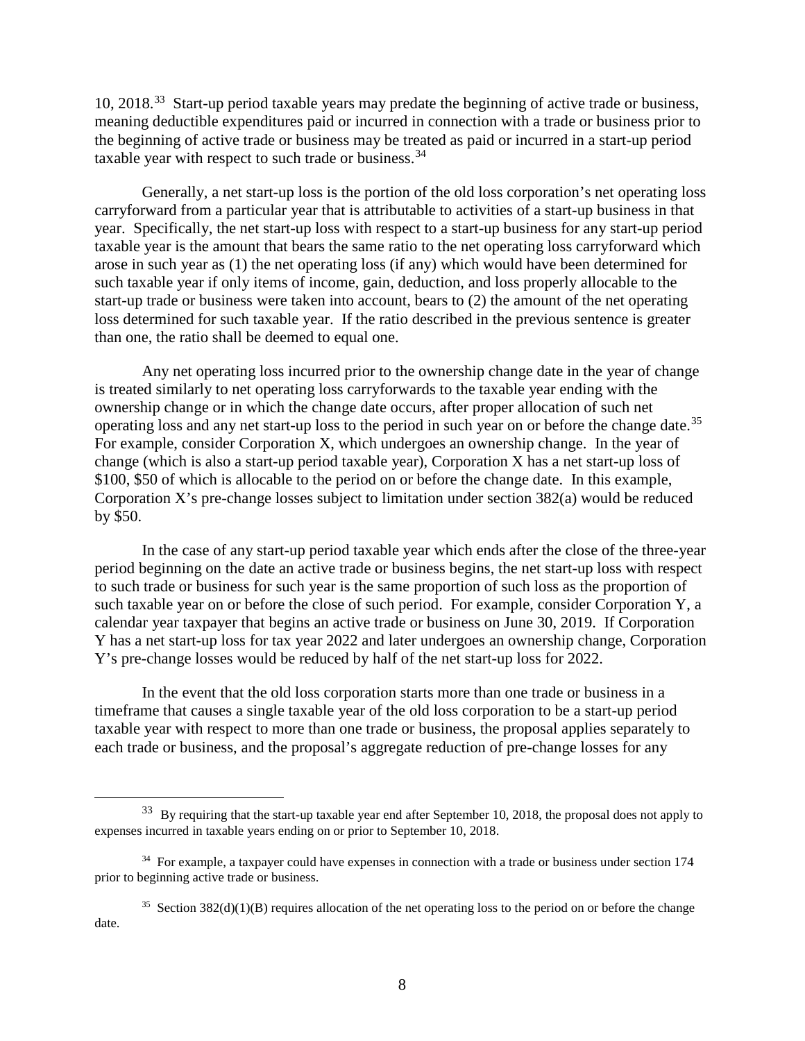10, 2018.[33] Start-up period taxable years may predate the beginning of active trade or business, meaning deductible expenditures paid or incurred in connection with a trade or business prior to the beginning of active trade or business may be treated as paid or incurred in a start-up period taxable year with respect to such trade or business.[34]

Generally, a net start-up loss is the portion of the old loss corporation's net operating loss carryforward from a particular year that is attributable to activities of a start-up business in that year. Specifically, the net start-up loss with respect to a start-up business for any start-up period taxable year is the amount that bears the same ratio to the net operating loss carryforward which arose in such year as (1) the net operating loss (if any) which would have been determined for such taxable year if only items of income, gain, deduction, and loss properly allocable to the start-up trade or business were taken into account, bears to (2) the amount of the net operating loss determined for such taxable year. If the ratio described in the previous sentence is greater than one, the ratio shall be deemed to equal one.

Any net operating loss incurred prior to the ownership change date in the year of change is treated similarly to net operating loss carryforwards to the taxable year ending with the ownership change or in which the change date occurs, after proper allocation of such net operating loss and any net start-up loss to the period in such year on or before the change date.[35] For example, consider Corporation X, which undergoes an ownership change. In the year of change (which is also a start-up period taxable year), Corporation X has a net start-up loss of $100, $50 of which is allocable to the period on or before the change date. In this example, Corporation X's pre-change losses subject to limitation under section 382(a) would be reduced by $50.

In the case of any start-up period taxable year which ends after the close of the three-year period beginning on the date an active trade or business begins, the net start-up loss with respect to such trade or business for such year is the same proportion of such loss as the proportion of such taxable year on or before the close of such period. For example, consider Corporation Y, a calendar year taxpayer that begins an active trade or business on June 30, 2019. If Corporation Y has a net start-up loss for tax year 2022 and later undergoes an ownership change, Corporation Y's pre-change losses would be reduced by half of the net start-up loss for 2022.

In the event that the old loss corporation starts more than one trade or business in a timeframe that causes a single taxable year of the old loss corporation to be a start-up period taxable year with respect to more than one trade or business, the proposal applies separately to each trade or business, and the proposal's aggregate reduction of pre-change losses for any

[33] By requiring that the start-up taxable year end after September 10, 2018, the proposal does not apply to expenses incurred in taxable years ending on or prior to September 10, 2018.

[34] For example, a taxpayer could have expenses in connection with a trade or business under section 174 prior to beginning active trade or business.

[35] Section 382(d)(1)(B) requires allocation of the net operating loss to the period on or before the change date.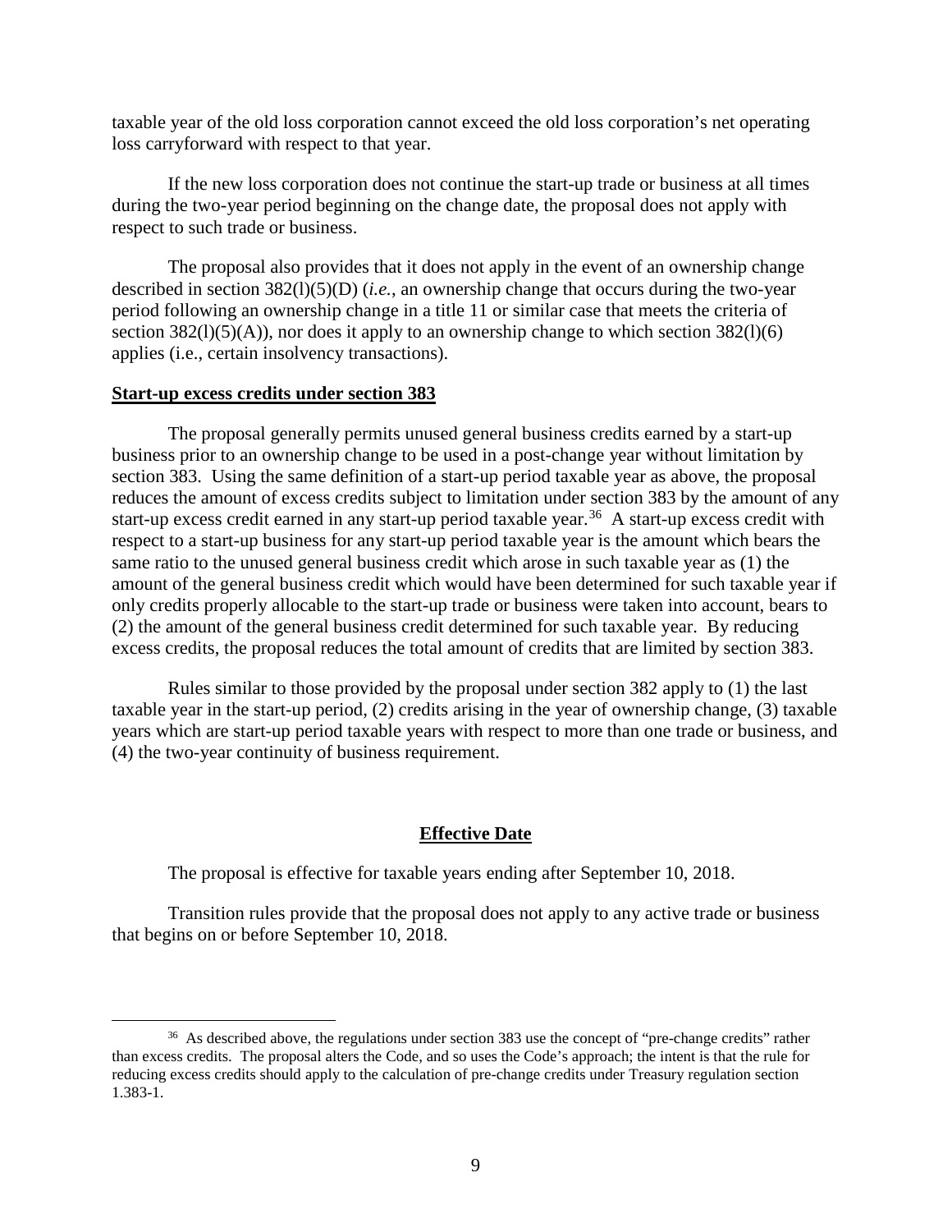taxable year of the old loss corporation cannot exceed the old loss corporation's net operating loss carryforward with respect to that year.

If the new loss corporation does not continue the start-up trade or business at all times during the two-year period beginning on the change date, the proposal does not apply with respect to such trade or business.

The proposal also provides that it does not apply in the event of an ownership change described in section 382(l)(5)(D) (*i.e.*, an ownership change that occurs during the two-year period following an ownership change in a title 11 or similar case that meets the criteria of section 382(l)(5)(A)), nor does it apply to an ownership change to which section 382(l)(6) applies (i.e., certain insolvency transactions).

**Start-up excess credits under section 383**

The proposal generally permits unused general business credits earned by a start-up business prior to an ownership change to be used in a post-change year without limitation by section 383. Using the same definition of a start-up period taxable year as above, the proposal reduces the amount of excess credits subject to limitation under section 383 by the amount of any start-up excess credit earned in any start-up period taxable year.[36] A start-up excess credit with respect to a start-up business for any start-up period taxable year is the amount which bears the same ratio to the unused general business credit which arose in such taxable year as (1) the amount of the general business credit which would have been determined for such taxable year if only credits properly allocable to the start-up trade or business were taken into account, bears to (2) the amount of the general business credit determined for such taxable year. By reducing excess credits, the proposal reduces the total amount of credits that are limited by section 383.

Rules similar to those provided by the proposal under section 382 apply to (1) the last taxable year in the start-up period, (2) credits arising in the year of ownership change, (3) taxable years which are start-up period taxable years with respect to more than one trade or business, and (4) the two-year continuity of business requirement.

## Effective Date

The proposal is effective for taxable years ending after September 10, 2018.

Transition rules provide that the proposal does not apply to any active trade or business that begins on or before September 10, 2018.

---

[36] As described above, the regulations under section 383 use the concept of "pre-change credits" rather than excess credits. The proposal alters the Code, and so uses the Code's approach; the intent is that the rule for reducing excess credits should apply to the calculation of pre-change credits under Treasury regulation section 1.383-1.